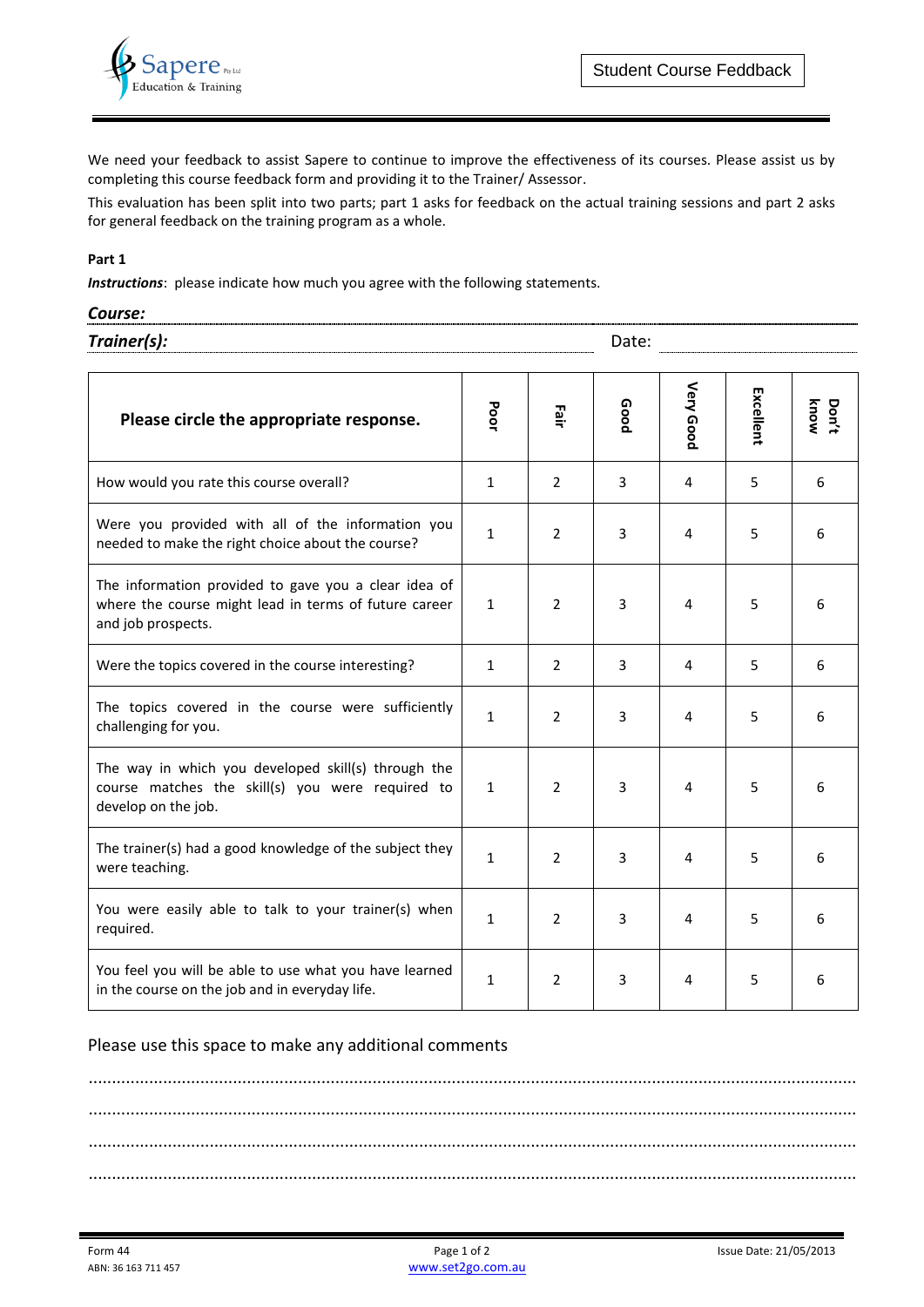Sapere Pty Ltd
Education & Training

# Student Course Feddback

We need your feedback to assist Sapere to continue to improve the effectiveness of its courses. Please assist us by completing this course feedback form and providing it to the Trainer/ Assessor.

This evaluation has been split into two parts; part 1 asks for feedback on the actual training sessions and part 2 asks for general feedback on the training program as a whole.

**Part 1**

***Instructions***: please indicate how much you agree with the following statements.

***Course:***

***Trainer(s):*** ........................................................ Date: ..............................

| **Please circle the appropriate response.** | **Poor** | **Fair** | **Good** | **Very Good** | **Excellent** | **Don't know** |
|---|---|---|---|---|---|---|
| How would you rate this course overall? | 1 | 2 | 3 | 4 | 5 | 6 |
| Were you provided with all of the information you needed to make the right choice about the course? | 1 | 2 | 3 | 4 | 5 | 6 |
| The information provided to gave you a clear idea of where the course might lead in terms of future career and job prospects. | 1 | 2 | 3 | 4 | 5 | 6 |
| Were the topics covered in the course interesting? | 1 | 2 | 3 | 4 | 5 | 6 |
| The topics covered in the course were sufficiently challenging for you. | 1 | 2 | 3 | 4 | 5 | 6 |
| The way in which you developed skill(s) through the course matches the skill(s) you were required to develop on the job. | 1 | 2 | 3 | 4 | 5 | 6 |
| The trainer(s) had a good knowledge of the subject they were teaching. | 1 | 2 | 3 | 4 | 5 | 6 |
| You were easily able to talk to your trainer(s) when required. | 1 | 2 | 3 | 4 | 5 | 6 |
| You feel you will be able to use what you have learned in the course on the job and in everyday life. | 1 | 2 | 3 | 4 | 5 | 6 |

Please use this space to make any additional comments

..................................................................................................................................................

..................................................................................................................................................

..................................................................................................................................................

..................................................................................................................................................

Form 44
ABN: 36 163 711 457
www.set2go.com.au
Issue Date: 21/05/2013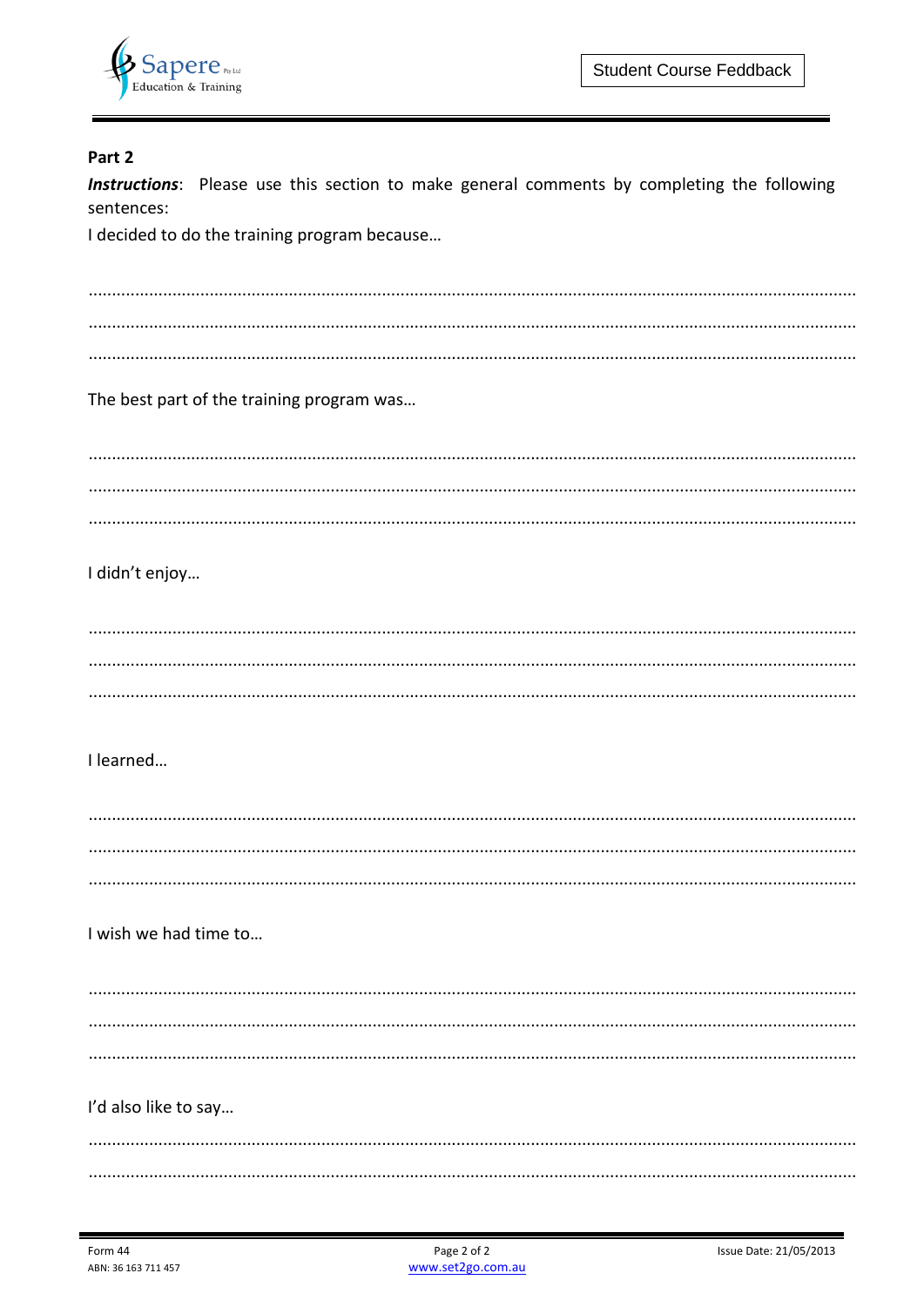## Part 2

***Instructions***: Please use this section to make general comments by completing the following sentences:

I decided to do the training program because…

……………………………………………………………………………………………………………………………………………
……………………………………………………………………………………………………………………………………………
……………………………………………………………………………………………………………………………………………

The best part of the training program was…

……………………………………………………………………………………………………………………………………………
……………………………………………………………………………………………………………………………………………
……………………………………………………………………………………………………………………………………………

I didn't enjoy…

……………………………………………………………………………………………………………………………………………
……………………………………………………………………………………………………………………………………………
……………………………………………………………………………………………………………………………………………

I learned…

……………………………………………………………………………………………………………………………………………
……………………………………………………………………………………………………………………………………………
……………………………………………………………………………………………………………………………………………

I wish we had time to…

……………………………………………………………………………………………………………………………………………
……………………………………………………………………………………………………………………………………………
……………………………………………………………………………………………………………………………………………

I'd also like to say…

……………………………………………………………………………………………………………………………………………
……………………………………………………………………………………………………………………………………………